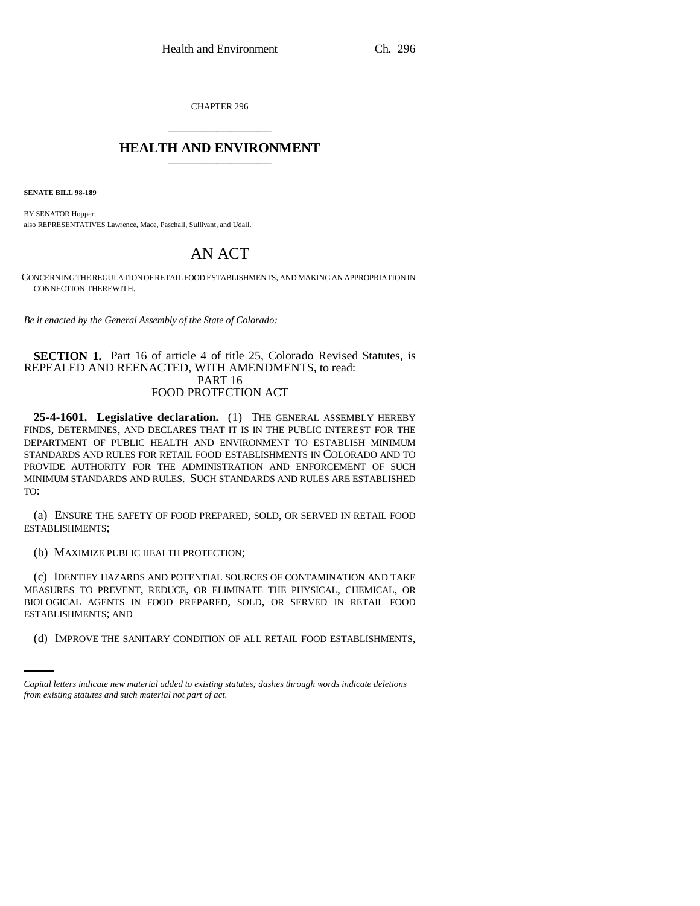CHAPTER 296

# HEALTH AND ENVIRONMENT

**SENATE BILL 98-189**

BY SENATOR Hopper;
also REPRESENTATIVES Lawrence, Mace, Paschall, Sullivant, and Udall.

# AN ACT

CONCERNING THE REGULATION OF RETAIL FOOD ESTABLISHMENTS, AND MAKING AN APPROPRIATION IN CONNECTION THEREWITH.

*Be it enacted by the General Assembly of the State of Colorado:*

**SECTION 1.** Part 16 of article 4 of title 25, Colorado Revised Statutes, is REPEALED AND REENACTED, WITH AMENDMENTS, to read:

PART 16
FOOD PROTECTION ACT

**25-4-1601. Legislative declaration.** (1) THE GENERAL ASSEMBLY HEREBY FINDS, DETERMINES, AND DECLARES THAT IT IS IN THE PUBLIC INTEREST FOR THE DEPARTMENT OF PUBLIC HEALTH AND ENVIRONMENT TO ESTABLISH MINIMUM STANDARDS AND RULES FOR RETAIL FOOD ESTABLISHMENTS IN COLORADO AND TO PROVIDE AUTHORITY FOR THE ADMINISTRATION AND ENFORCEMENT OF SUCH MINIMUM STANDARDS AND RULES. SUCH STANDARDS AND RULES ARE ESTABLISHED TO:

(a) ENSURE THE SAFETY OF FOOD PREPARED, SOLD, OR SERVED IN RETAIL FOOD ESTABLISHMENTS;

(b) MAXIMIZE PUBLIC HEALTH PROTECTION;

(c) IDENTIFY HAZARDS AND POTENTIAL SOURCES OF CONTAMINATION AND TAKE MEASURES TO PREVENT, REDUCE, OR ELIMINATE THE PHYSICAL, CHEMICAL, OR BIOLOGICAL AGENTS IN FOOD PREPARED, SOLD, OR SERVED IN RETAIL FOOD ESTABLISHMENTS; AND

(d) IMPROVE THE SANITARY CONDITION OF ALL RETAIL FOOD ESTABLISHMENTS,

*Capital letters indicate new material added to existing statutes; dashes through words indicate deletions from existing statutes and such material not part of act.*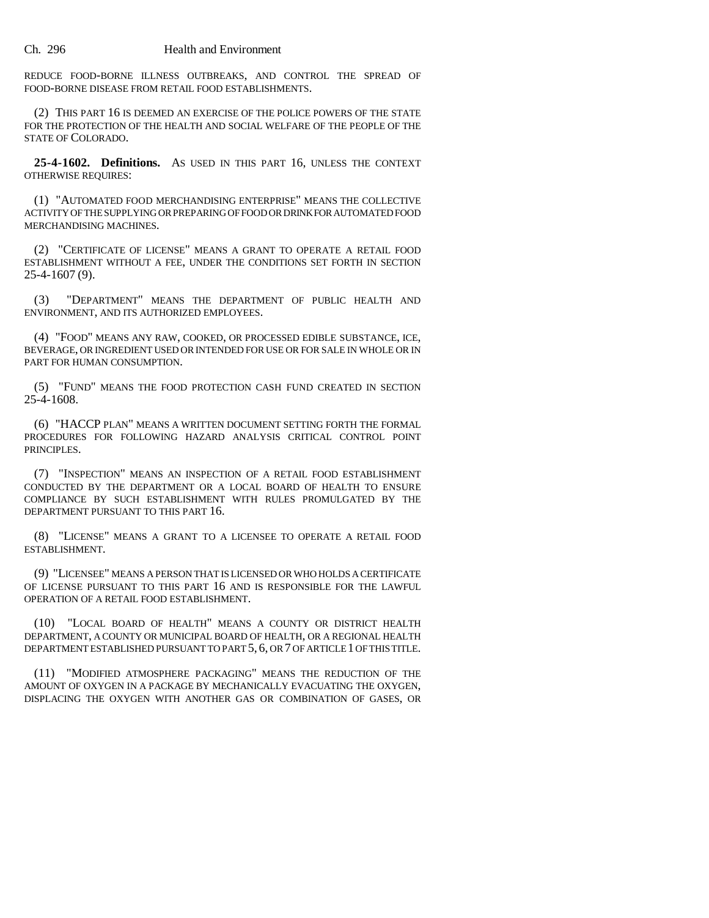REDUCE FOOD-BORNE ILLNESS OUTBREAKS, AND CONTROL THE SPREAD OF FOOD-BORNE DISEASE FROM RETAIL FOOD ESTABLISHMENTS.

(2) THIS PART 16 IS DEEMED AN EXERCISE OF THE POLICE POWERS OF THE STATE FOR THE PROTECTION OF THE HEALTH AND SOCIAL WELFARE OF THE PEOPLE OF THE STATE OF COLORADO.

**25-4-1602. Definitions.** AS USED IN THIS PART 16, UNLESS THE CONTEXT OTHERWISE REQUIRES:

(1) "AUTOMATED FOOD MERCHANDISING ENTERPRISE" MEANS THE COLLECTIVE ACTIVITY OF THE SUPPLYING OR PREPARING OF FOOD OR DRINK FOR AUTOMATED FOOD MERCHANDISING MACHINES.

(2) "CERTIFICATE OF LICENSE" MEANS A GRANT TO OPERATE A RETAIL FOOD ESTABLISHMENT WITHOUT A FEE, UNDER THE CONDITIONS SET FORTH IN SECTION 25-4-1607 (9).

(3) "DEPARTMENT" MEANS THE DEPARTMENT OF PUBLIC HEALTH AND ENVIRONMENT, AND ITS AUTHORIZED EMPLOYEES.

(4) "FOOD" MEANS ANY RAW, COOKED, OR PROCESSED EDIBLE SUBSTANCE, ICE, BEVERAGE, OR INGREDIENT USED OR INTENDED FOR USE OR FOR SALE IN WHOLE OR IN PART FOR HUMAN CONSUMPTION.

(5) "FUND" MEANS THE FOOD PROTECTION CASH FUND CREATED IN SECTION 25-4-1608.

(6) "HACCP PLAN" MEANS A WRITTEN DOCUMENT SETTING FORTH THE FORMAL PROCEDURES FOR FOLLOWING HAZARD ANALYSIS CRITICAL CONTROL POINT PRINCIPLES.

(7) "INSPECTION" MEANS AN INSPECTION OF A RETAIL FOOD ESTABLISHMENT CONDUCTED BY THE DEPARTMENT OR A LOCAL BOARD OF HEALTH TO ENSURE COMPLIANCE BY SUCH ESTABLISHMENT WITH RULES PROMULGATED BY THE DEPARTMENT PURSUANT TO THIS PART 16.

(8) "LICENSE" MEANS A GRANT TO A LICENSEE TO OPERATE A RETAIL FOOD ESTABLISHMENT.

(9) "LICENSEE" MEANS A PERSON THAT IS LICENSED OR WHO HOLDS A CERTIFICATE OF LICENSE PURSUANT TO THIS PART 16 AND IS RESPONSIBLE FOR THE LAWFUL OPERATION OF A RETAIL FOOD ESTABLISHMENT.

(10) "LOCAL BOARD OF HEALTH" MEANS A COUNTY OR DISTRICT HEALTH DEPARTMENT, A COUNTY OR MUNICIPAL BOARD OF HEALTH, OR A REGIONAL HEALTH DEPARTMENT ESTABLISHED PURSUANT TO PART 5, 6, OR 7 OF ARTICLE 1 OF THIS TITLE.

(11) "MODIFIED ATMOSPHERE PACKAGING" MEANS THE REDUCTION OF THE AMOUNT OF OXYGEN IN A PACKAGE BY MECHANICALLY EVACUATING THE OXYGEN, DISPLACING THE OXYGEN WITH ANOTHER GAS OR COMBINATION OF GASES, OR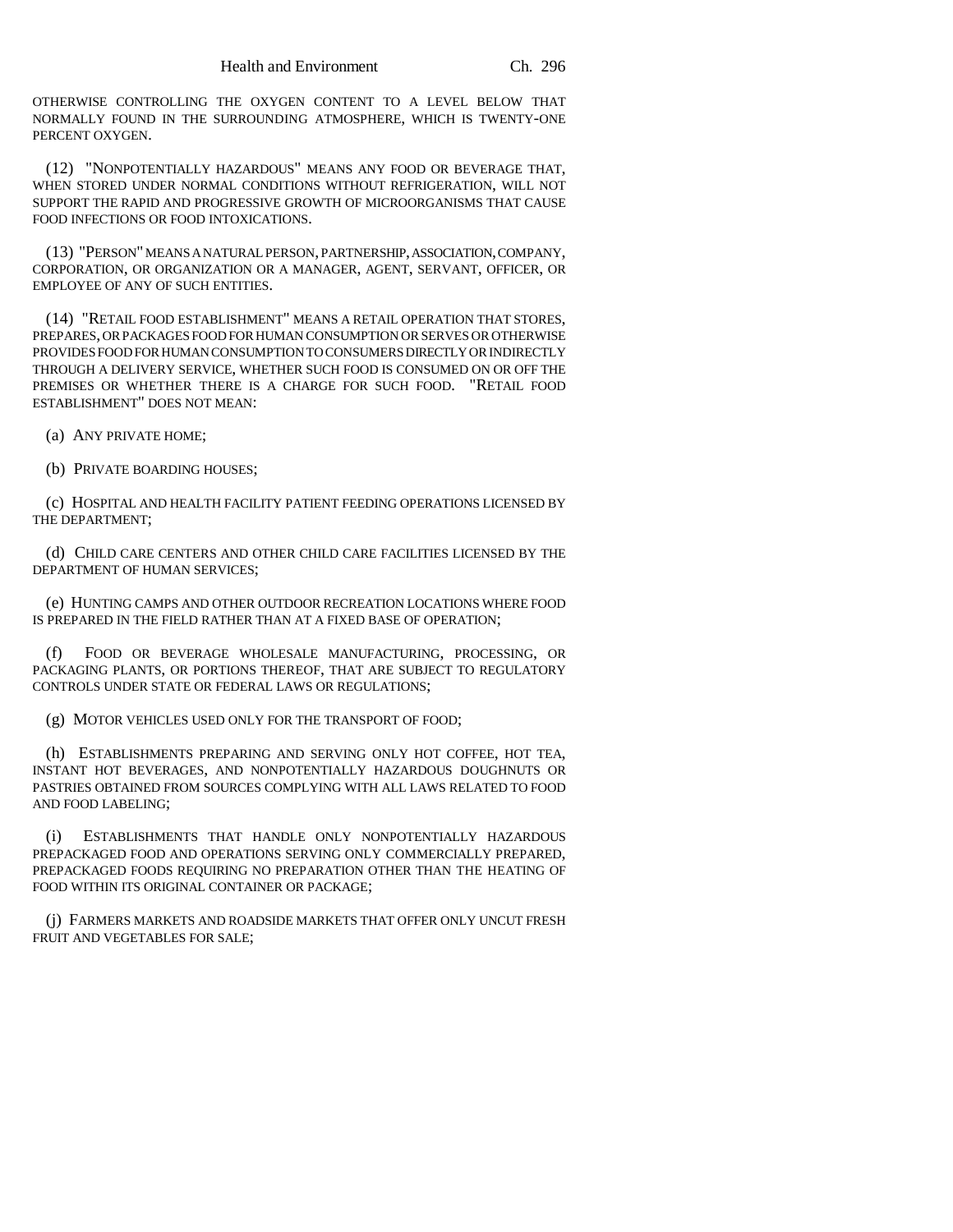OTHERWISE CONTROLLING THE OXYGEN CONTENT TO A LEVEL BELOW THAT NORMALLY FOUND IN THE SURROUNDING ATMOSPHERE, WHICH IS TWENTY-ONE PERCENT OXYGEN.

(12) "NONPOTENTIALLY HAZARDOUS" MEANS ANY FOOD OR BEVERAGE THAT, WHEN STORED UNDER NORMAL CONDITIONS WITHOUT REFRIGERATION, WILL NOT SUPPORT THE RAPID AND PROGRESSIVE GROWTH OF MICROORGANISMS THAT CAUSE FOOD INFECTIONS OR FOOD INTOXICATIONS.

(13) "PERSON" MEANS A NATURAL PERSON, PARTNERSHIP, ASSOCIATION, COMPANY, CORPORATION, OR ORGANIZATION OR A MANAGER, AGENT, SERVANT, OFFICER, OR EMPLOYEE OF ANY OF SUCH ENTITIES.

(14) "RETAIL FOOD ESTABLISHMENT" MEANS A RETAIL OPERATION THAT STORES, PREPARES, OR PACKAGES FOOD FOR HUMAN CONSUMPTION OR SERVES OR OTHERWISE PROVIDES FOOD FOR HUMAN CONSUMPTION TO CONSUMERS DIRECTLY OR INDIRECTLY THROUGH A DELIVERY SERVICE, WHETHER SUCH FOOD IS CONSUMED ON OR OFF THE PREMISES OR WHETHER THERE IS A CHARGE FOR SUCH FOOD. "RETAIL FOOD ESTABLISHMENT" DOES NOT MEAN:

(a) ANY PRIVATE HOME;

(b) PRIVATE BOARDING HOUSES;

(c) HOSPITAL AND HEALTH FACILITY PATIENT FEEDING OPERATIONS LICENSED BY THE DEPARTMENT;

(d) CHILD CARE CENTERS AND OTHER CHILD CARE FACILITIES LICENSED BY THE DEPARTMENT OF HUMAN SERVICES;

(e) HUNTING CAMPS AND OTHER OUTDOOR RECREATION LOCATIONS WHERE FOOD IS PREPARED IN THE FIELD RATHER THAN AT A FIXED BASE OF OPERATION;

(f) FOOD OR BEVERAGE WHOLESALE MANUFACTURING, PROCESSING, OR PACKAGING PLANTS, OR PORTIONS THEREOF, THAT ARE SUBJECT TO REGULATORY CONTROLS UNDER STATE OR FEDERAL LAWS OR REGULATIONS;

(g) MOTOR VEHICLES USED ONLY FOR THE TRANSPORT OF FOOD;

(h) ESTABLISHMENTS PREPARING AND SERVING ONLY HOT COFFEE, HOT TEA, INSTANT HOT BEVERAGES, AND NONPOTENTIALLY HAZARDOUS DOUGHNUTS OR PASTRIES OBTAINED FROM SOURCES COMPLYING WITH ALL LAWS RELATED TO FOOD AND FOOD LABELING;

(i) ESTABLISHMENTS THAT HANDLE ONLY NONPOTENTIALLY HAZARDOUS PREPACKAGED FOOD AND OPERATIONS SERVING ONLY COMMERCIALLY PREPARED, PREPACKAGED FOODS REQUIRING NO PREPARATION OTHER THAN THE HEATING OF FOOD WITHIN ITS ORIGINAL CONTAINER OR PACKAGE;

(j) FARMERS MARKETS AND ROADSIDE MARKETS THAT OFFER ONLY UNCUT FRESH FRUIT AND VEGETABLES FOR SALE;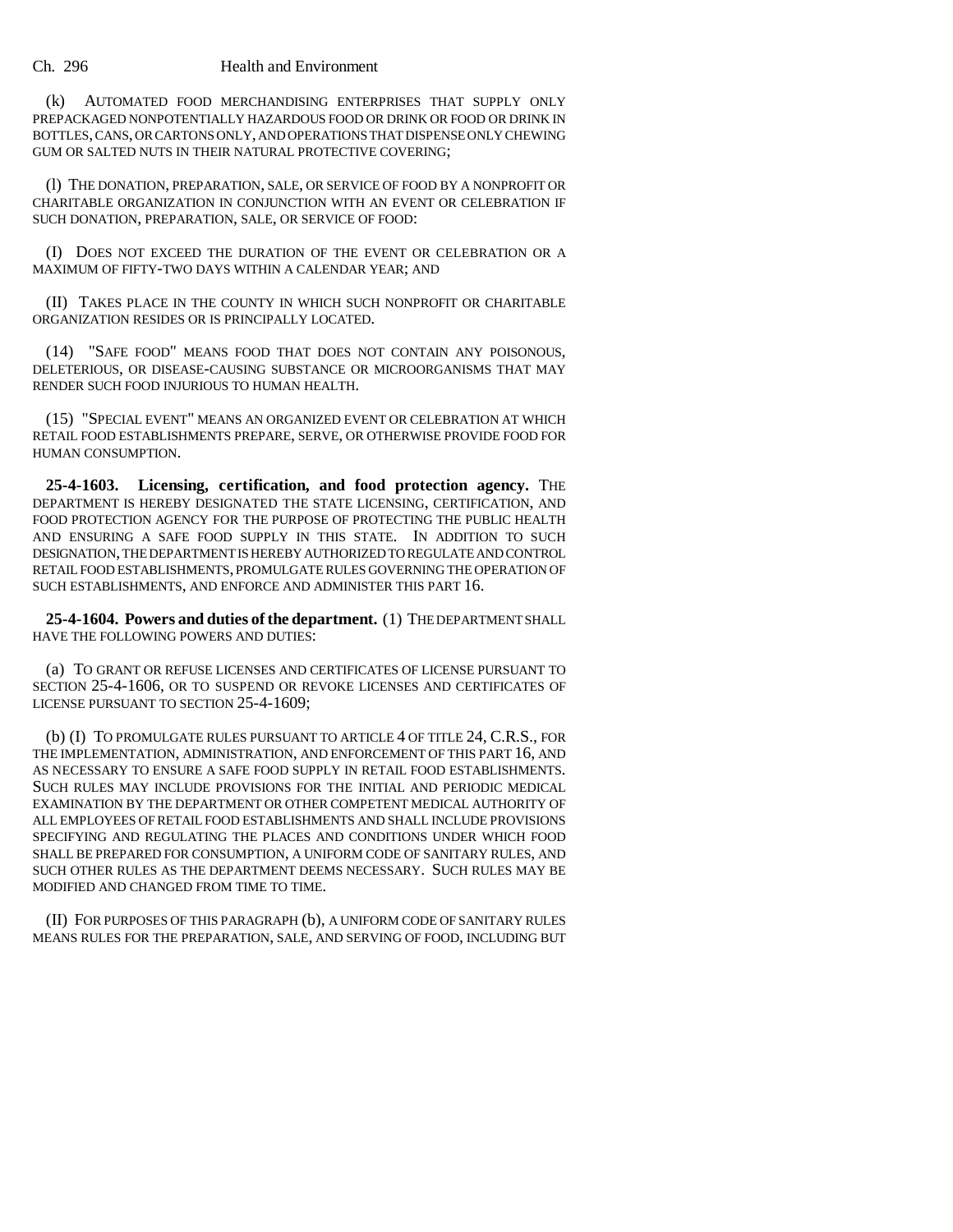(k) AUTOMATED FOOD MERCHANDISING ENTERPRISES THAT SUPPLY ONLY PREPACKAGED NONPOTENTIALLY HAZARDOUS FOOD OR DRINK OR FOOD OR DRINK IN BOTTLES, CANS, OR CARTONS ONLY, AND OPERATIONS THAT DISPENSE ONLY CHEWING GUM OR SALTED NUTS IN THEIR NATURAL PROTECTIVE COVERING;

(l) THE DONATION, PREPARATION, SALE, OR SERVICE OF FOOD BY A NONPROFIT OR CHARITABLE ORGANIZATION IN CONJUNCTION WITH AN EVENT OR CELEBRATION IF SUCH DONATION, PREPARATION, SALE, OR SERVICE OF FOOD:

(I) DOES NOT EXCEED THE DURATION OF THE EVENT OR CELEBRATION OR A MAXIMUM OF FIFTY-TWO DAYS WITHIN A CALENDAR YEAR; AND

(II) TAKES PLACE IN THE COUNTY IN WHICH SUCH NONPROFIT OR CHARITABLE ORGANIZATION RESIDES OR IS PRINCIPALLY LOCATED.

(14) "SAFE FOOD" MEANS FOOD THAT DOES NOT CONTAIN ANY POISONOUS, DELETERIOUS, OR DISEASE-CAUSING SUBSTANCE OR MICROORGANISMS THAT MAY RENDER SUCH FOOD INJURIOUS TO HUMAN HEALTH.

(15) "SPECIAL EVENT" MEANS AN ORGANIZED EVENT OR CELEBRATION AT WHICH RETAIL FOOD ESTABLISHMENTS PREPARE, SERVE, OR OTHERWISE PROVIDE FOOD FOR HUMAN CONSUMPTION.

**25-4-1603. Licensing, certification, and food protection agency.** THE DEPARTMENT IS HEREBY DESIGNATED THE STATE LICENSING, CERTIFICATION, AND FOOD PROTECTION AGENCY FOR THE PURPOSE OF PROTECTING THE PUBLIC HEALTH AND ENSURING A SAFE FOOD SUPPLY IN THIS STATE. IN ADDITION TO SUCH DESIGNATION, THE DEPARTMENT IS HEREBY AUTHORIZED TO REGULATE AND CONTROL RETAIL FOOD ESTABLISHMENTS, PROMULGATE RULES GOVERNING THE OPERATION OF SUCH ESTABLISHMENTS, AND ENFORCE AND ADMINISTER THIS PART 16.

**25-4-1604. Powers and duties of the department.** (1) THE DEPARTMENT SHALL HAVE THE FOLLOWING POWERS AND DUTIES:

(a) TO GRANT OR REFUSE LICENSES AND CERTIFICATES OF LICENSE PURSUANT TO SECTION 25-4-1606, OR TO SUSPEND OR REVOKE LICENSES AND CERTIFICATES OF LICENSE PURSUANT TO SECTION 25-4-1609;

(b) (I) TO PROMULGATE RULES PURSUANT TO ARTICLE 4 OF TITLE 24, C.R.S., FOR THE IMPLEMENTATION, ADMINISTRATION, AND ENFORCEMENT OF THIS PART 16, AND AS NECESSARY TO ENSURE A SAFE FOOD SUPPLY IN RETAIL FOOD ESTABLISHMENTS. SUCH RULES MAY INCLUDE PROVISIONS FOR THE INITIAL AND PERIODIC MEDICAL EXAMINATION BY THE DEPARTMENT OR OTHER COMPETENT MEDICAL AUTHORITY OF ALL EMPLOYEES OF RETAIL FOOD ESTABLISHMENTS AND SHALL INCLUDE PROVISIONS SPECIFYING AND REGULATING THE PLACES AND CONDITIONS UNDER WHICH FOOD SHALL BE PREPARED FOR CONSUMPTION, A UNIFORM CODE OF SANITARY RULES, AND SUCH OTHER RULES AS THE DEPARTMENT DEEMS NECESSARY. SUCH RULES MAY BE MODIFIED AND CHANGED FROM TIME TO TIME.

(II) FOR PURPOSES OF THIS PARAGRAPH (b), A UNIFORM CODE OF SANITARY RULES MEANS RULES FOR THE PREPARATION, SALE, AND SERVING OF FOOD, INCLUDING BUT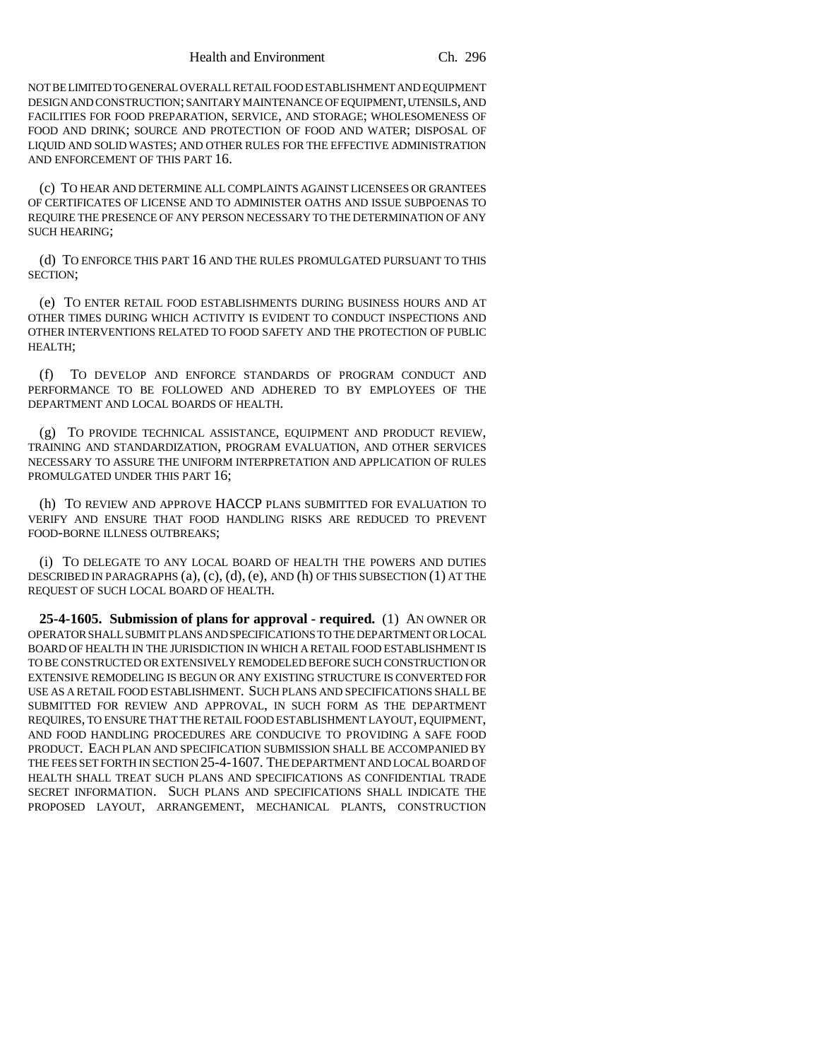NOT BE LIMITED TO GENERAL OVERALL RETAIL FOOD ESTABLISHMENT AND EQUIPMENT DESIGN AND CONSTRUCTION; SANITARY MAINTENANCE OF EQUIPMENT, UTENSILS, AND FACILITIES FOR FOOD PREPARATION, SERVICE, AND STORAGE; WHOLESOMENESS OF FOOD AND DRINK; SOURCE AND PROTECTION OF FOOD AND WATER; DISPOSAL OF LIQUID AND SOLID WASTES; AND OTHER RULES FOR THE EFFECTIVE ADMINISTRATION AND ENFORCEMENT OF THIS PART 16.

(c) TO HEAR AND DETERMINE ALL COMPLAINTS AGAINST LICENSEES OR GRANTEES OF CERTIFICATES OF LICENSE AND TO ADMINISTER OATHS AND ISSUE SUBPOENAS TO REQUIRE THE PRESENCE OF ANY PERSON NECESSARY TO THE DETERMINATION OF ANY SUCH HEARING;

(d) TO ENFORCE THIS PART 16 AND THE RULES PROMULGATED PURSUANT TO THIS SECTION;

(e) TO ENTER RETAIL FOOD ESTABLISHMENTS DURING BUSINESS HOURS AND AT OTHER TIMES DURING WHICH ACTIVITY IS EVIDENT TO CONDUCT INSPECTIONS AND OTHER INTERVENTIONS RELATED TO FOOD SAFETY AND THE PROTECTION OF PUBLIC HEALTH;

(f) TO DEVELOP AND ENFORCE STANDARDS OF PROGRAM CONDUCT AND PERFORMANCE TO BE FOLLOWED AND ADHERED TO BY EMPLOYEES OF THE DEPARTMENT AND LOCAL BOARDS OF HEALTH.

(g) TO PROVIDE TECHNICAL ASSISTANCE, EQUIPMENT AND PRODUCT REVIEW, TRAINING AND STANDARDIZATION, PROGRAM EVALUATION, AND OTHER SERVICES NECESSARY TO ASSURE THE UNIFORM INTERPRETATION AND APPLICATION OF RULES PROMULGATED UNDER THIS PART 16;

(h) TO REVIEW AND APPROVE HACCP PLANS SUBMITTED FOR EVALUATION TO VERIFY AND ENSURE THAT FOOD HANDLING RISKS ARE REDUCED TO PREVENT FOOD-BORNE ILLNESS OUTBREAKS;

(i) TO DELEGATE TO ANY LOCAL BOARD OF HEALTH THE POWERS AND DUTIES DESCRIBED IN PARAGRAPHS (a), (c), (d), (e), AND (h) OF THIS SUBSECTION (1) AT THE REQUEST OF SUCH LOCAL BOARD OF HEALTH.

**25-4-1605. Submission of plans for approval - required.** (1) AN OWNER OR OPERATOR SHALL SUBMIT PLANS AND SPECIFICATIONS TO THE DEPARTMENT OR LOCAL BOARD OF HEALTH IN THE JURISDICTION IN WHICH A RETAIL FOOD ESTABLISHMENT IS TO BE CONSTRUCTED OR EXTENSIVELY REMODELED BEFORE SUCH CONSTRUCTION OR EXTENSIVE REMODELING IS BEGUN OR ANY EXISTING STRUCTURE IS CONVERTED FOR USE AS A RETAIL FOOD ESTABLISHMENT. SUCH PLANS AND SPECIFICATIONS SHALL BE SUBMITTED FOR REVIEW AND APPROVAL, IN SUCH FORM AS THE DEPARTMENT REQUIRES, TO ENSURE THAT THE RETAIL FOOD ESTABLISHMENT LAYOUT, EQUIPMENT, AND FOOD HANDLING PROCEDURES ARE CONDUCIVE TO PROVIDING A SAFE FOOD PRODUCT. EACH PLAN AND SPECIFICATION SUBMISSION SHALL BE ACCOMPANIED BY THE FEES SET FORTH IN SECTION 25-4-1607. THE DEPARTMENT AND LOCAL BOARD OF HEALTH SHALL TREAT SUCH PLANS AND SPECIFICATIONS AS CONFIDENTIAL TRADE SECRET INFORMATION. SUCH PLANS AND SPECIFICATIONS SHALL INDICATE THE PROPOSED LAYOUT, ARRANGEMENT, MECHANICAL PLANTS, CONSTRUCTION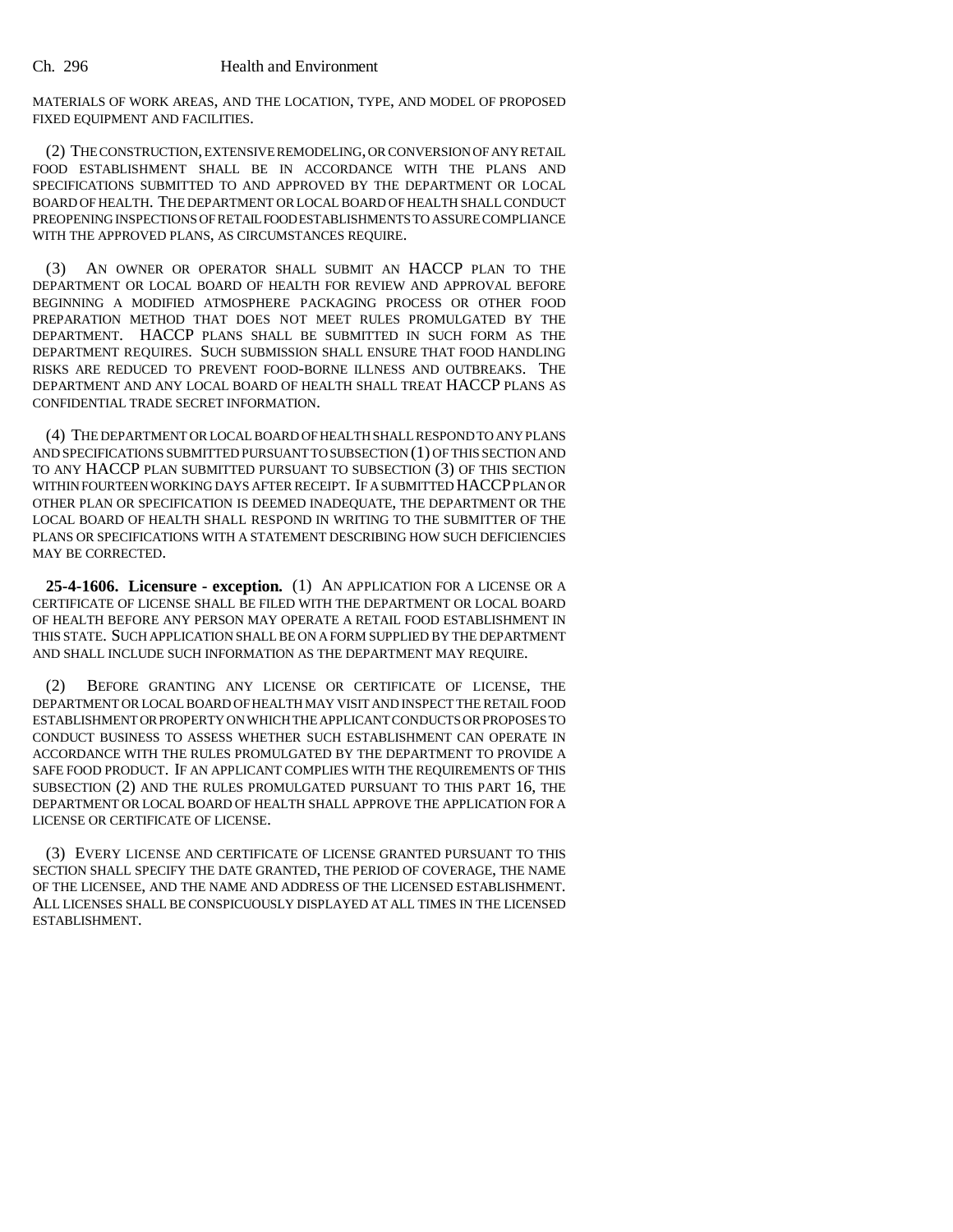MATERIALS OF WORK AREAS, AND THE LOCATION, TYPE, AND MODEL OF PROPOSED FIXED EQUIPMENT AND FACILITIES.

(2) THE CONSTRUCTION, EXTENSIVE REMODELING, OR CONVERSION OF ANY RETAIL FOOD ESTABLISHMENT SHALL BE IN ACCORDANCE WITH THE PLANS AND SPECIFICATIONS SUBMITTED TO AND APPROVED BY THE DEPARTMENT OR LOCAL BOARD OF HEALTH. THE DEPARTMENT OR LOCAL BOARD OF HEALTH SHALL CONDUCT PREOPENING INSPECTIONS OF RETAIL FOOD ESTABLISHMENTS TO ASSURE COMPLIANCE WITH THE APPROVED PLANS, AS CIRCUMSTANCES REQUIRE.

(3) AN OWNER OR OPERATOR SHALL SUBMIT AN HACCP PLAN TO THE DEPARTMENT OR LOCAL BOARD OF HEALTH FOR REVIEW AND APPROVAL BEFORE BEGINNING A MODIFIED ATMOSPHERE PACKAGING PROCESS OR OTHER FOOD PREPARATION METHOD THAT DOES NOT MEET RULES PROMULGATED BY THE DEPARTMENT. HACCP PLANS SHALL BE SUBMITTED IN SUCH FORM AS THE DEPARTMENT REQUIRES. SUCH SUBMISSION SHALL ENSURE THAT FOOD HANDLING RISKS ARE REDUCED TO PREVENT FOOD-BORNE ILLNESS AND OUTBREAKS. THE DEPARTMENT AND ANY LOCAL BOARD OF HEALTH SHALL TREAT HACCP PLANS AS CONFIDENTIAL TRADE SECRET INFORMATION.

(4) THE DEPARTMENT OR LOCAL BOARD OF HEALTH SHALL RESPOND TO ANY PLANS AND SPECIFICATIONS SUBMITTED PURSUANT TO SUBSECTION (1) OF THIS SECTION AND TO ANY HACCP PLAN SUBMITTED PURSUANT TO SUBSECTION (3) OF THIS SECTION WITHIN FOURTEEN WORKING DAYS AFTER RECEIPT. IF A SUBMITTED HACCP PLAN OR OTHER PLAN OR SPECIFICATION IS DEEMED INADEQUATE, THE DEPARTMENT OR THE LOCAL BOARD OF HEALTH SHALL RESPOND IN WRITING TO THE SUBMITTER OF THE PLANS OR SPECIFICATIONS WITH A STATEMENT DESCRIBING HOW SUCH DEFICIENCIES MAY BE CORRECTED.

**25-4-1606. Licensure - exception.** (1) AN APPLICATION FOR A LICENSE OR A CERTIFICATE OF LICENSE SHALL BE FILED WITH THE DEPARTMENT OR LOCAL BOARD OF HEALTH BEFORE ANY PERSON MAY OPERATE A RETAIL FOOD ESTABLISHMENT IN THIS STATE. SUCH APPLICATION SHALL BE ON A FORM SUPPLIED BY THE DEPARTMENT AND SHALL INCLUDE SUCH INFORMATION AS THE DEPARTMENT MAY REQUIRE.

(2) BEFORE GRANTING ANY LICENSE OR CERTIFICATE OF LICENSE, THE DEPARTMENT OR LOCAL BOARD OF HEALTH MAY VISIT AND INSPECT THE RETAIL FOOD ESTABLISHMENT OR PROPERTY ON WHICH THE APPLICANT CONDUCTS OR PROPOSES TO CONDUCT BUSINESS TO ASSESS WHETHER SUCH ESTABLISHMENT CAN OPERATE IN ACCORDANCE WITH THE RULES PROMULGATED BY THE DEPARTMENT TO PROVIDE A SAFE FOOD PRODUCT. IF AN APPLICANT COMPLIES WITH THE REQUIREMENTS OF THIS SUBSECTION (2) AND THE RULES PROMULGATED PURSUANT TO THIS PART 16, THE DEPARTMENT OR LOCAL BOARD OF HEALTH SHALL APPROVE THE APPLICATION FOR A LICENSE OR CERTIFICATE OF LICENSE.

(3) EVERY LICENSE AND CERTIFICATE OF LICENSE GRANTED PURSUANT TO THIS SECTION SHALL SPECIFY THE DATE GRANTED, THE PERIOD OF COVERAGE, THE NAME OF THE LICENSEE, AND THE NAME AND ADDRESS OF THE LICENSED ESTABLISHMENT. ALL LICENSES SHALL BE CONSPICUOUSLY DISPLAYED AT ALL TIMES IN THE LICENSED ESTABLISHMENT.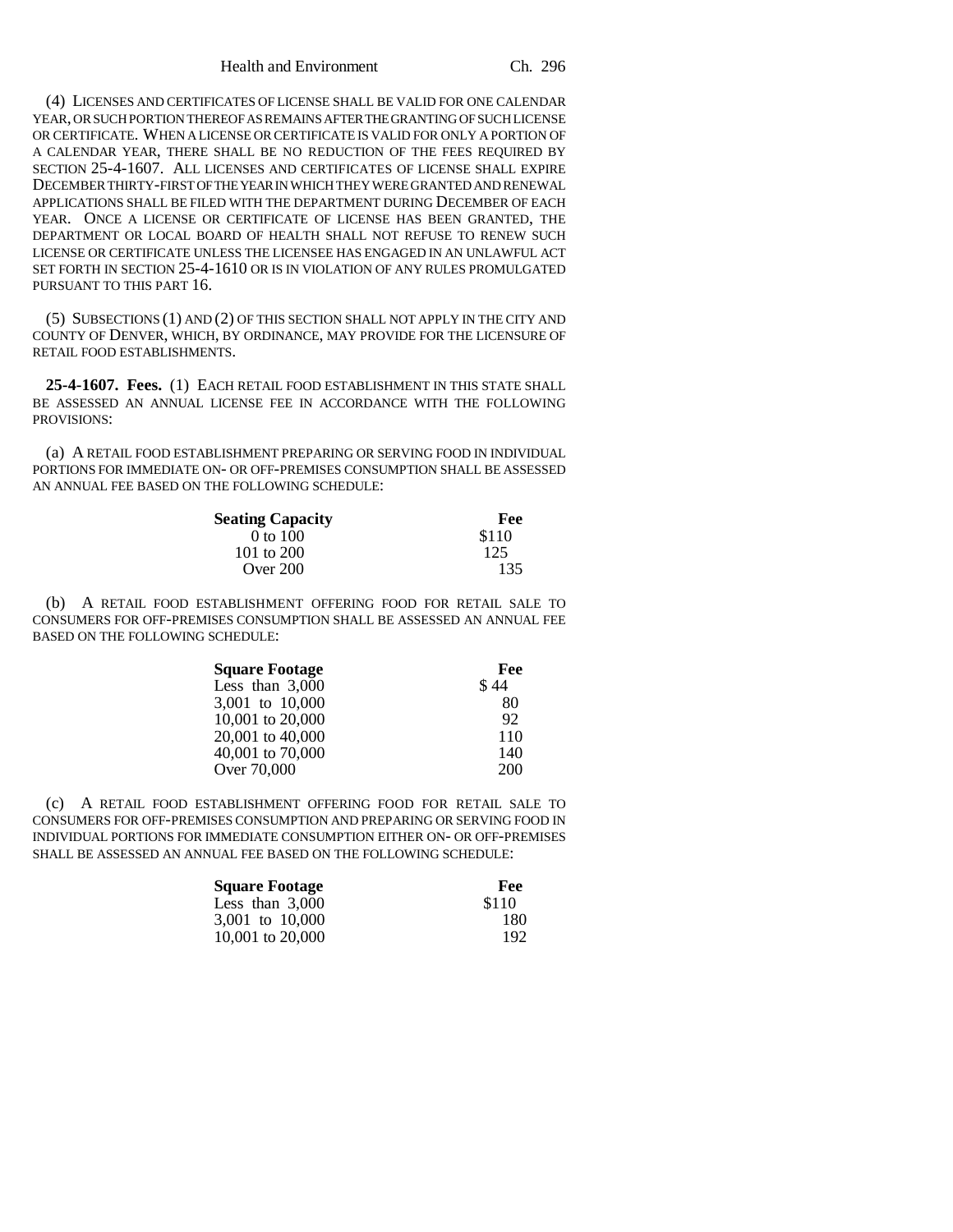(4) LICENSES AND CERTIFICATES OF LICENSE SHALL BE VALID FOR ONE CALENDAR YEAR, OR SUCH PORTION THEREOF AS REMAINS AFTER THE GRANTING OF SUCH LICENSE OR CERTIFICATE. WHEN A LICENSE OR CERTIFICATE IS VALID FOR ONLY A PORTION OF A CALENDAR YEAR, THERE SHALL BE NO REDUCTION OF THE FEES REQUIRED BY SECTION 25-4-1607. ALL LICENSES AND CERTIFICATES OF LICENSE SHALL EXPIRE DECEMBER THIRTY-FIRST OF THE YEAR IN WHICH THEY WERE GRANTED AND RENEWAL APPLICATIONS SHALL BE FILED WITH THE DEPARTMENT DURING DECEMBER OF EACH YEAR. ONCE A LICENSE OR CERTIFICATE OF LICENSE HAS BEEN GRANTED, THE DEPARTMENT OR LOCAL BOARD OF HEALTH SHALL NOT REFUSE TO RENEW SUCH LICENSE OR CERTIFICATE UNLESS THE LICENSEE HAS ENGAGED IN AN UNLAWFUL ACT SET FORTH IN SECTION 25-4-1610 OR IS IN VIOLATION OF ANY RULES PROMULGATED PURSUANT TO THIS PART 16.

(5) SUBSECTIONS (1) AND (2) OF THIS SECTION SHALL NOT APPLY IN THE CITY AND COUNTY OF DENVER, WHICH, BY ORDINANCE, MAY PROVIDE FOR THE LICENSURE OF RETAIL FOOD ESTABLISHMENTS.

**25-4-1607. Fees.** (1) EACH RETAIL FOOD ESTABLISHMENT IN THIS STATE SHALL BE ASSESSED AN ANNUAL LICENSE FEE IN ACCORDANCE WITH THE FOLLOWING PROVISIONS:

(a) A RETAIL FOOD ESTABLISHMENT PREPARING OR SERVING FOOD IN INDIVIDUAL PORTIONS FOR IMMEDIATE ON- OR OFF-PREMISES CONSUMPTION SHALL BE ASSESSED AN ANNUAL FEE BASED ON THE FOLLOWING SCHEDULE:

| Seating Capacity | Fee |
|---|---|
| 0 to 100 | $110 |
| 101 to 200 | 125 |
| Over 200 | 135 |

(b) A RETAIL FOOD ESTABLISHMENT OFFERING FOOD FOR RETAIL SALE TO CONSUMERS FOR OFF-PREMISES CONSUMPTION SHALL BE ASSESSED AN ANNUAL FEE BASED ON THE FOLLOWING SCHEDULE:

| Square Footage | Fee |
|---|---|
| Less than 3,000 | $ 44 |
| 3,001 to 10,000 | 80 |
| 10,001 to 20,000 | 92 |
| 20,001 to 40,000 | 110 |
| 40,001 to 70,000 | 140 |
| Over 70,000 | 200 |

(c) A RETAIL FOOD ESTABLISHMENT OFFERING FOOD FOR RETAIL SALE TO CONSUMERS FOR OFF-PREMISES CONSUMPTION AND PREPARING OR SERVING FOOD IN INDIVIDUAL PORTIONS FOR IMMEDIATE CONSUMPTION EITHER ON- OR OFF-PREMISES SHALL BE ASSESSED AN ANNUAL FEE BASED ON THE FOLLOWING SCHEDULE:

| Square Footage | Fee |
|---|---|
| Less than 3,000 | $110 |
| 3,001 to 10,000 | 180 |
| 10,001 to 20,000 | 192 |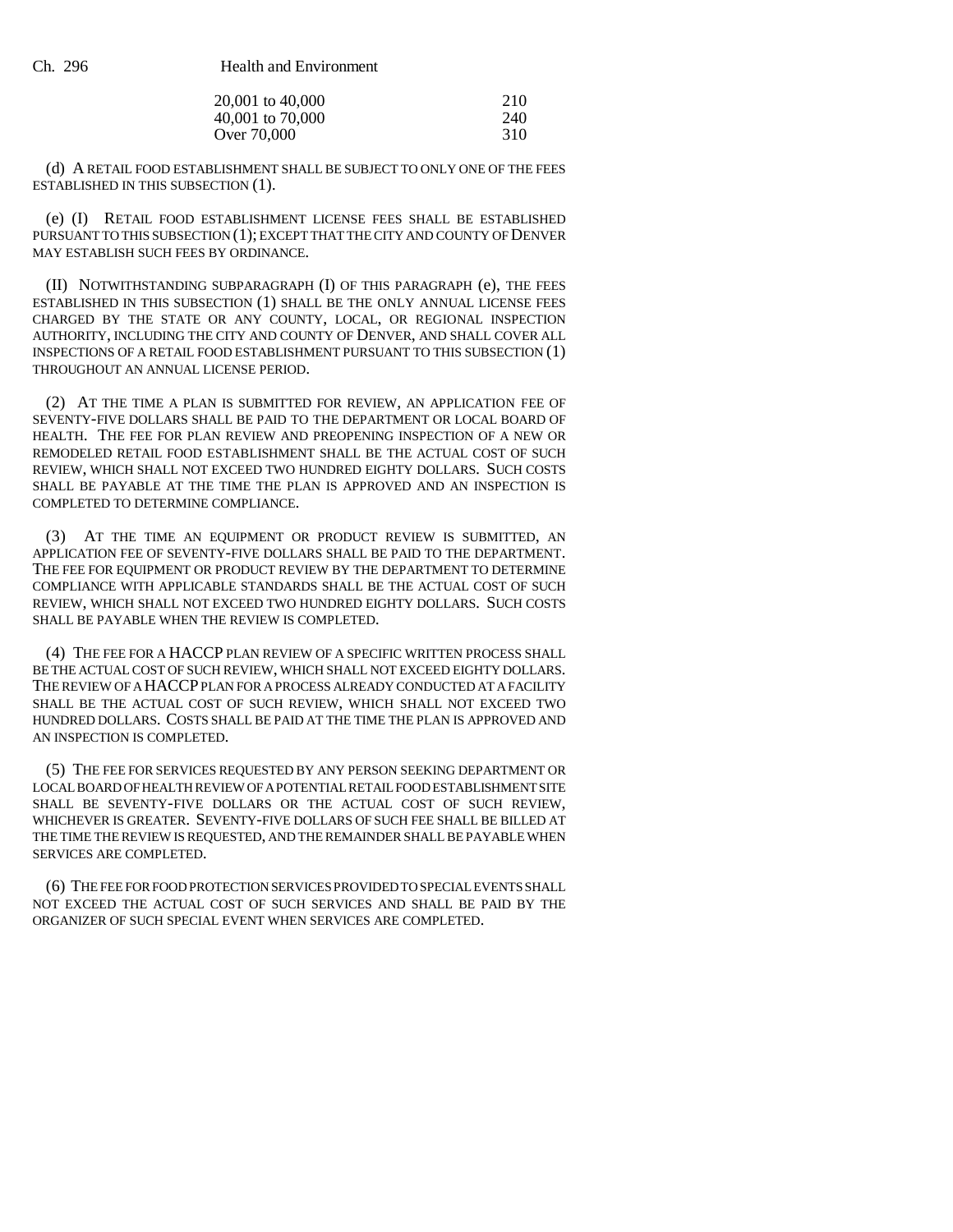| | |
|---|---|
| 20,001 to 40,000 | 210 |
| 40,001 to 70,000 | 240 |
| Over 70,000 | 310 |

(d) A RETAIL FOOD ESTABLISHMENT SHALL BE SUBJECT TO ONLY ONE OF THE FEES ESTABLISHED IN THIS SUBSECTION (1).

(e) (I) RETAIL FOOD ESTABLISHMENT LICENSE FEES SHALL BE ESTABLISHED PURSUANT TO THIS SUBSECTION (1); EXCEPT THAT THE CITY AND COUNTY OF DENVER MAY ESTABLISH SUCH FEES BY ORDINANCE.

(II) NOTWITHSTANDING SUBPARAGRAPH (I) OF THIS PARAGRAPH (e), THE FEES ESTABLISHED IN THIS SUBSECTION (1) SHALL BE THE ONLY ANNUAL LICENSE FEES CHARGED BY THE STATE OR ANY COUNTY, LOCAL, OR REGIONAL INSPECTION AUTHORITY, INCLUDING THE CITY AND COUNTY OF DENVER, AND SHALL COVER ALL INSPECTIONS OF A RETAIL FOOD ESTABLISHMENT PURSUANT TO THIS SUBSECTION (1) THROUGHOUT AN ANNUAL LICENSE PERIOD.

(2) AT THE TIME A PLAN IS SUBMITTED FOR REVIEW, AN APPLICATION FEE OF SEVENTY-FIVE DOLLARS SHALL BE PAID TO THE DEPARTMENT OR LOCAL BOARD OF HEALTH. THE FEE FOR PLAN REVIEW AND PREOPENING INSPECTION OF A NEW OR REMODELED RETAIL FOOD ESTABLISHMENT SHALL BE THE ACTUAL COST OF SUCH REVIEW, WHICH SHALL NOT EXCEED TWO HUNDRED EIGHTY DOLLARS. SUCH COSTS SHALL BE PAYABLE AT THE TIME THE PLAN IS APPROVED AND AN INSPECTION IS COMPLETED TO DETERMINE COMPLIANCE.

(3) AT THE TIME AN EQUIPMENT OR PRODUCT REVIEW IS SUBMITTED, AN APPLICATION FEE OF SEVENTY-FIVE DOLLARS SHALL BE PAID TO THE DEPARTMENT. THE FEE FOR EQUIPMENT OR PRODUCT REVIEW BY THE DEPARTMENT TO DETERMINE COMPLIANCE WITH APPLICABLE STANDARDS SHALL BE THE ACTUAL COST OF SUCH REVIEW, WHICH SHALL NOT EXCEED TWO HUNDRED EIGHTY DOLLARS. SUCH COSTS SHALL BE PAYABLE WHEN THE REVIEW IS COMPLETED.

(4) THE FEE FOR A HACCP PLAN REVIEW OF A SPECIFIC WRITTEN PROCESS SHALL BE THE ACTUAL COST OF SUCH REVIEW, WHICH SHALL NOT EXCEED EIGHTY DOLLARS. THE REVIEW OF A HACCP PLAN FOR A PROCESS ALREADY CONDUCTED AT A FACILITY SHALL BE THE ACTUAL COST OF SUCH REVIEW, WHICH SHALL NOT EXCEED TWO HUNDRED DOLLARS. COSTS SHALL BE PAID AT THE TIME THE PLAN IS APPROVED AND AN INSPECTION IS COMPLETED.

(5) THE FEE FOR SERVICES REQUESTED BY ANY PERSON SEEKING DEPARTMENT OR LOCAL BOARD OF HEALTH REVIEW OF A POTENTIAL RETAIL FOOD ESTABLISHMENT SITE SHALL BE SEVENTY-FIVE DOLLARS OR THE ACTUAL COST OF SUCH REVIEW, WHICHEVER IS GREATER. SEVENTY-FIVE DOLLARS OF SUCH FEE SHALL BE BILLED AT THE TIME THE REVIEW IS REQUESTED, AND THE REMAINDER SHALL BE PAYABLE WHEN SERVICES ARE COMPLETED.

(6) THE FEE FOR FOOD PROTECTION SERVICES PROVIDED TO SPECIAL EVENTS SHALL NOT EXCEED THE ACTUAL COST OF SUCH SERVICES AND SHALL BE PAID BY THE ORGANIZER OF SUCH SPECIAL EVENT WHEN SERVICES ARE COMPLETED.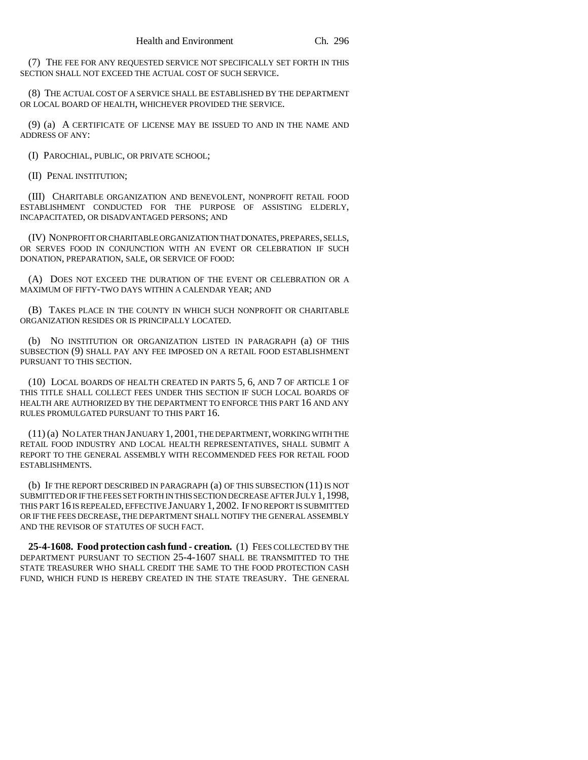(7) THE FEE FOR ANY REQUESTED SERVICE NOT SPECIFICALLY SET FORTH IN THIS SECTION SHALL NOT EXCEED THE ACTUAL COST OF SUCH SERVICE.

(8) THE ACTUAL COST OF A SERVICE SHALL BE ESTABLISHED BY THE DEPARTMENT OR LOCAL BOARD OF HEALTH, WHICHEVER PROVIDED THE SERVICE.

(9) (a) A CERTIFICATE OF LICENSE MAY BE ISSUED TO AND IN THE NAME AND ADDRESS OF ANY:

(I) PAROCHIAL, PUBLIC, OR PRIVATE SCHOOL;

(II) PENAL INSTITUTION;

(III) CHARITABLE ORGANIZATION AND BENEVOLENT, NONPROFIT RETAIL FOOD ESTABLISHMENT CONDUCTED FOR THE PURPOSE OF ASSISTING ELDERLY, INCAPACITATED, OR DISADVANTAGED PERSONS; AND

(IV) NONPROFIT OR CHARITABLE ORGANIZATION THAT DONATES, PREPARES, SELLS, OR SERVES FOOD IN CONJUNCTION WITH AN EVENT OR CELEBRATION IF SUCH DONATION, PREPARATION, SALE, OR SERVICE OF FOOD:

(A) DOES NOT EXCEED THE DURATION OF THE EVENT OR CELEBRATION OR A MAXIMUM OF FIFTY-TWO DAYS WITHIN A CALENDAR YEAR; AND

(B) TAKES PLACE IN THE COUNTY IN WHICH SUCH NONPROFIT OR CHARITABLE ORGANIZATION RESIDES OR IS PRINCIPALLY LOCATED.

(b) NO INSTITUTION OR ORGANIZATION LISTED IN PARAGRAPH (a) OF THIS SUBSECTION (9) SHALL PAY ANY FEE IMPOSED ON A RETAIL FOOD ESTABLISHMENT PURSUANT TO THIS SECTION.

(10) LOCAL BOARDS OF HEALTH CREATED IN PARTS 5, 6, AND 7 OF ARTICLE 1 OF THIS TITLE SHALL COLLECT FEES UNDER THIS SECTION IF SUCH LOCAL BOARDS OF HEALTH ARE AUTHORIZED BY THE DEPARTMENT TO ENFORCE THIS PART 16 AND ANY RULES PROMULGATED PURSUANT TO THIS PART 16.

(11) (a) NO LATER THAN JANUARY 1, 2001, THE DEPARTMENT, WORKING WITH THE RETAIL FOOD INDUSTRY AND LOCAL HEALTH REPRESENTATIVES, SHALL SUBMIT A REPORT TO THE GENERAL ASSEMBLY WITH RECOMMENDED FEES FOR RETAIL FOOD ESTABLISHMENTS.

(b) IF THE REPORT DESCRIBED IN PARAGRAPH (a) OF THIS SUBSECTION (11) IS NOT SUBMITTED OR IF THE FEES SET FORTH IN THIS SECTION DECREASE AFTER JULY 1, 1998, THIS PART 16 IS REPEALED, EFFECTIVE JANUARY 1, 2002. IF NO REPORT IS SUBMITTED OR IF THE FEES DECREASE, THE DEPARTMENT SHALL NOTIFY THE GENERAL ASSEMBLY AND THE REVISOR OF STATUTES OF SUCH FACT.

**25-4-1608. Food protection cash fund - creation.** (1) FEES COLLECTED BY THE DEPARTMENT PURSUANT TO SECTION 25-4-1607 SHALL BE TRANSMITTED TO THE STATE TREASURER WHO SHALL CREDIT THE SAME TO THE FOOD PROTECTION CASH FUND, WHICH FUND IS HEREBY CREATED IN THE STATE TREASURY. THE GENERAL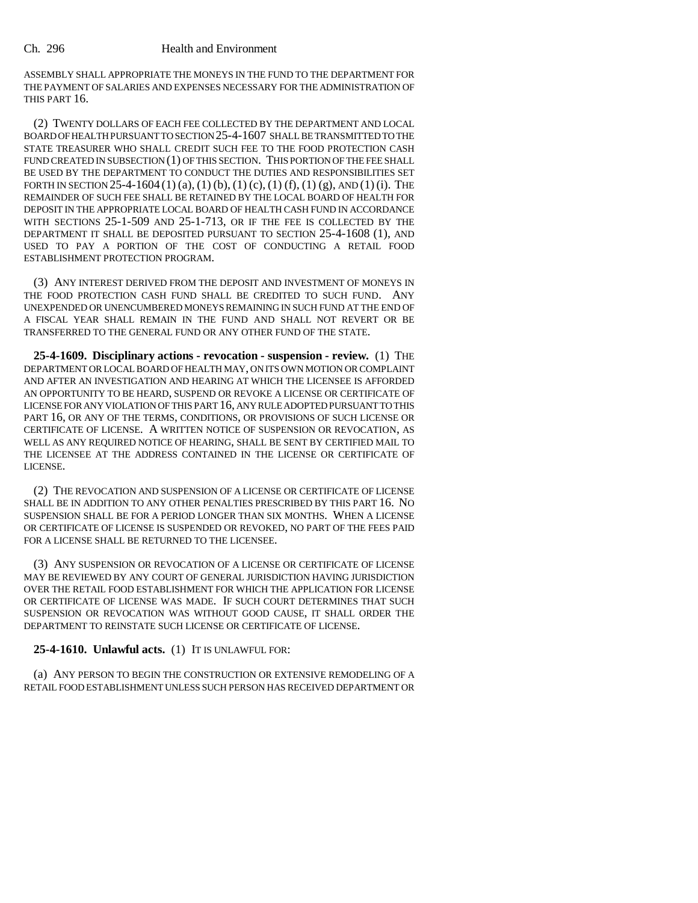ASSEMBLY SHALL APPROPRIATE THE MONEYS IN THE FUND TO THE DEPARTMENT FOR THE PAYMENT OF SALARIES AND EXPENSES NECESSARY FOR THE ADMINISTRATION OF THIS PART 16.

(2) TWENTY DOLLARS OF EACH FEE COLLECTED BY THE DEPARTMENT AND LOCAL BOARD OF HEALTH PURSUANT TO SECTION 25-4-1607 SHALL BE TRANSMITTED TO THE STATE TREASURER WHO SHALL CREDIT SUCH FEE TO THE FOOD PROTECTION CASH FUND CREATED IN SUBSECTION (1) OF THIS SECTION. THIS PORTION OF THE FEE SHALL BE USED BY THE DEPARTMENT TO CONDUCT THE DUTIES AND RESPONSIBILITIES SET FORTH IN SECTION 25-4-1604 (1) (a), (1) (b), (1) (c), (1) (f), (1) (g), AND (1) (i). THE REMAINDER OF SUCH FEE SHALL BE RETAINED BY THE LOCAL BOARD OF HEALTH FOR DEPOSIT IN THE APPROPRIATE LOCAL BOARD OF HEALTH CASH FUND IN ACCORDANCE WITH SECTIONS 25-1-509 AND 25-1-713, OR IF THE FEE IS COLLECTED BY THE DEPARTMENT IT SHALL BE DEPOSITED PURSUANT TO SECTION 25-4-1608 (1), AND USED TO PAY A PORTION OF THE COST OF CONDUCTING A RETAIL FOOD ESTABLISHMENT PROTECTION PROGRAM.

(3) ANY INTEREST DERIVED FROM THE DEPOSIT AND INVESTMENT OF MONEYS IN THE FOOD PROTECTION CASH FUND SHALL BE CREDITED TO SUCH FUND. ANY UNEXPENDED OR UNENCUMBERED MONEYS REMAINING IN SUCH FUND AT THE END OF A FISCAL YEAR SHALL REMAIN IN THE FUND AND SHALL NOT REVERT OR BE TRANSFERRED TO THE GENERAL FUND OR ANY OTHER FUND OF THE STATE.

**25-4-1609. Disciplinary actions - revocation - suspension - review.** (1) THE DEPARTMENT OR LOCAL BOARD OF HEALTH MAY, ON ITS OWN MOTION OR COMPLAINT AND AFTER AN INVESTIGATION AND HEARING AT WHICH THE LICENSEE IS AFFORDED AN OPPORTUNITY TO BE HEARD, SUSPEND OR REVOKE A LICENSE OR CERTIFICATE OF LICENSE FOR ANY VIOLATION OF THIS PART 16, ANY RULE ADOPTED PURSUANT TO THIS PART 16, OR ANY OF THE TERMS, CONDITIONS, OR PROVISIONS OF SUCH LICENSE OR CERTIFICATE OF LICENSE. A WRITTEN NOTICE OF SUSPENSION OR REVOCATION, AS WELL AS ANY REQUIRED NOTICE OF HEARING, SHALL BE SENT BY CERTIFIED MAIL TO THE LICENSEE AT THE ADDRESS CONTAINED IN THE LICENSE OR CERTIFICATE OF LICENSE.

(2) THE REVOCATION AND SUSPENSION OF A LICENSE OR CERTIFICATE OF LICENSE SHALL BE IN ADDITION TO ANY OTHER PENALTIES PRESCRIBED BY THIS PART 16. NO SUSPENSION SHALL BE FOR A PERIOD LONGER THAN SIX MONTHS. WHEN A LICENSE OR CERTIFICATE OF LICENSE IS SUSPENDED OR REVOKED, NO PART OF THE FEES PAID FOR A LICENSE SHALL BE RETURNED TO THE LICENSEE.

(3) ANY SUSPENSION OR REVOCATION OF A LICENSE OR CERTIFICATE OF LICENSE MAY BE REVIEWED BY ANY COURT OF GENERAL JURISDICTION HAVING JURISDICTION OVER THE RETAIL FOOD ESTABLISHMENT FOR WHICH THE APPLICATION FOR LICENSE OR CERTIFICATE OF LICENSE WAS MADE. IF SUCH COURT DETERMINES THAT SUCH SUSPENSION OR REVOCATION WAS WITHOUT GOOD CAUSE, IT SHALL ORDER THE DEPARTMENT TO REINSTATE SUCH LICENSE OR CERTIFICATE OF LICENSE.

**25-4-1610. Unlawful acts.** (1) IT IS UNLAWFUL FOR:

(a) ANY PERSON TO BEGIN THE CONSTRUCTION OR EXTENSIVE REMODELING OF A RETAIL FOOD ESTABLISHMENT UNLESS SUCH PERSON HAS RECEIVED DEPARTMENT OR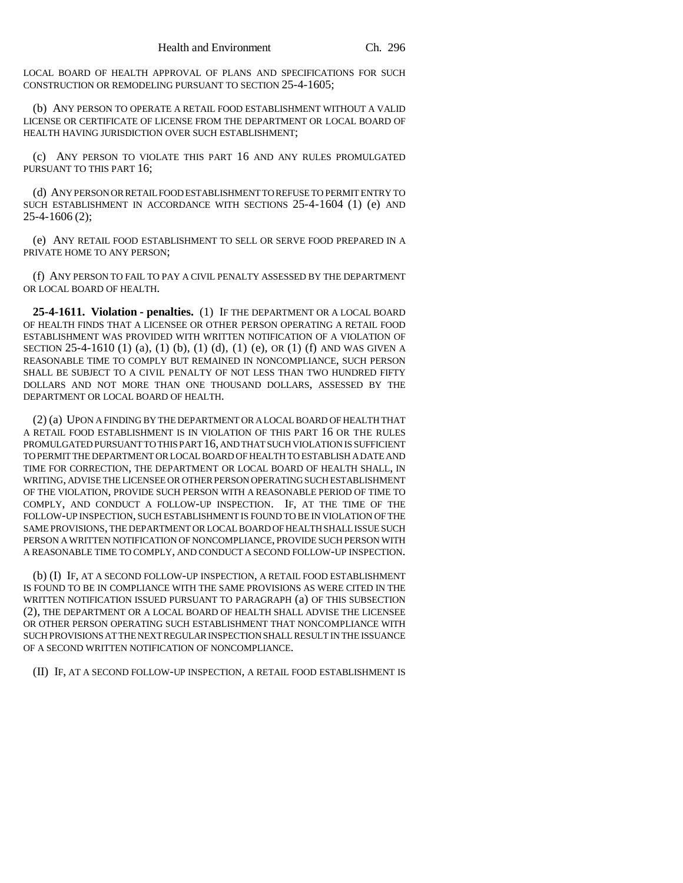LOCAL BOARD OF HEALTH APPROVAL OF PLANS AND SPECIFICATIONS FOR SUCH CONSTRUCTION OR REMODELING PURSUANT TO SECTION 25-4-1605;

(b) ANY PERSON TO OPERATE A RETAIL FOOD ESTABLISHMENT WITHOUT A VALID LICENSE OR CERTIFICATE OF LICENSE FROM THE DEPARTMENT OR LOCAL BOARD OF HEALTH HAVING JURISDICTION OVER SUCH ESTABLISHMENT;

(c) ANY PERSON TO VIOLATE THIS PART 16 AND ANY RULES PROMULGATED PURSUANT TO THIS PART 16;

(d) ANY PERSON OR RETAIL FOOD ESTABLISHMENT TO REFUSE TO PERMIT ENTRY TO SUCH ESTABLISHMENT IN ACCORDANCE WITH SECTIONS 25-4-1604 (1) (e) AND 25-4-1606 (2);

(e) ANY RETAIL FOOD ESTABLISHMENT TO SELL OR SERVE FOOD PREPARED IN A PRIVATE HOME TO ANY PERSON;

(f) ANY PERSON TO FAIL TO PAY A CIVIL PENALTY ASSESSED BY THE DEPARTMENT OR LOCAL BOARD OF HEALTH.

**25-4-1611. Violation - penalties.** (1) IF THE DEPARTMENT OR A LOCAL BOARD OF HEALTH FINDS THAT A LICENSEE OR OTHER PERSON OPERATING A RETAIL FOOD ESTABLISHMENT WAS PROVIDED WITH WRITTEN NOTIFICATION OF A VIOLATION OF SECTION 25-4-1610 (1) (a), (1) (b), (1) (d), (1) (e), OR (1) (f) AND WAS GIVEN A REASONABLE TIME TO COMPLY BUT REMAINED IN NONCOMPLIANCE, SUCH PERSON SHALL BE SUBJECT TO A CIVIL PENALTY OF NOT LESS THAN TWO HUNDRED FIFTY DOLLARS AND NOT MORE THAN ONE THOUSAND DOLLARS, ASSESSED BY THE DEPARTMENT OR LOCAL BOARD OF HEALTH.

(2) (a) UPON A FINDING BY THE DEPARTMENT OR A LOCAL BOARD OF HEALTH THAT A RETAIL FOOD ESTABLISHMENT IS IN VIOLATION OF THIS PART 16 OR THE RULES PROMULGATED PURSUANT TO THIS PART 16, AND THAT SUCH VIOLATION IS SUFFICIENT TO PERMIT THE DEPARTMENT OR LOCAL BOARD OF HEALTH TO ESTABLISH A DATE AND TIME FOR CORRECTION, THE DEPARTMENT OR LOCAL BOARD OF HEALTH SHALL, IN WRITING, ADVISE THE LICENSEE OR OTHER PERSON OPERATING SUCH ESTABLISHMENT OF THE VIOLATION, PROVIDE SUCH PERSON WITH A REASONABLE PERIOD OF TIME TO COMPLY, AND CONDUCT A FOLLOW-UP INSPECTION. IF, AT THE TIME OF THE FOLLOW-UP INSPECTION, SUCH ESTABLISHMENT IS FOUND TO BE IN VIOLATION OF THE SAME PROVISIONS, THE DEPARTMENT OR LOCAL BOARD OF HEALTH SHALL ISSUE SUCH PERSON A WRITTEN NOTIFICATION OF NONCOMPLIANCE, PROVIDE SUCH PERSON WITH A REASONABLE TIME TO COMPLY, AND CONDUCT A SECOND FOLLOW-UP INSPECTION.

(b) (I) IF, AT A SECOND FOLLOW-UP INSPECTION, A RETAIL FOOD ESTABLISHMENT IS FOUND TO BE IN COMPLIANCE WITH THE SAME PROVISIONS AS WERE CITED IN THE WRITTEN NOTIFICATION ISSUED PURSUANT TO PARAGRAPH (a) OF THIS SUBSECTION (2), THE DEPARTMENT OR A LOCAL BOARD OF HEALTH SHALL ADVISE THE LICENSEE OR OTHER PERSON OPERATING SUCH ESTABLISHMENT THAT NONCOMPLIANCE WITH SUCH PROVISIONS AT THE NEXT REGULAR INSPECTION SHALL RESULT IN THE ISSUANCE OF A SECOND WRITTEN NOTIFICATION OF NONCOMPLIANCE.

(II) IF, AT A SECOND FOLLOW-UP INSPECTION, A RETAIL FOOD ESTABLISHMENT IS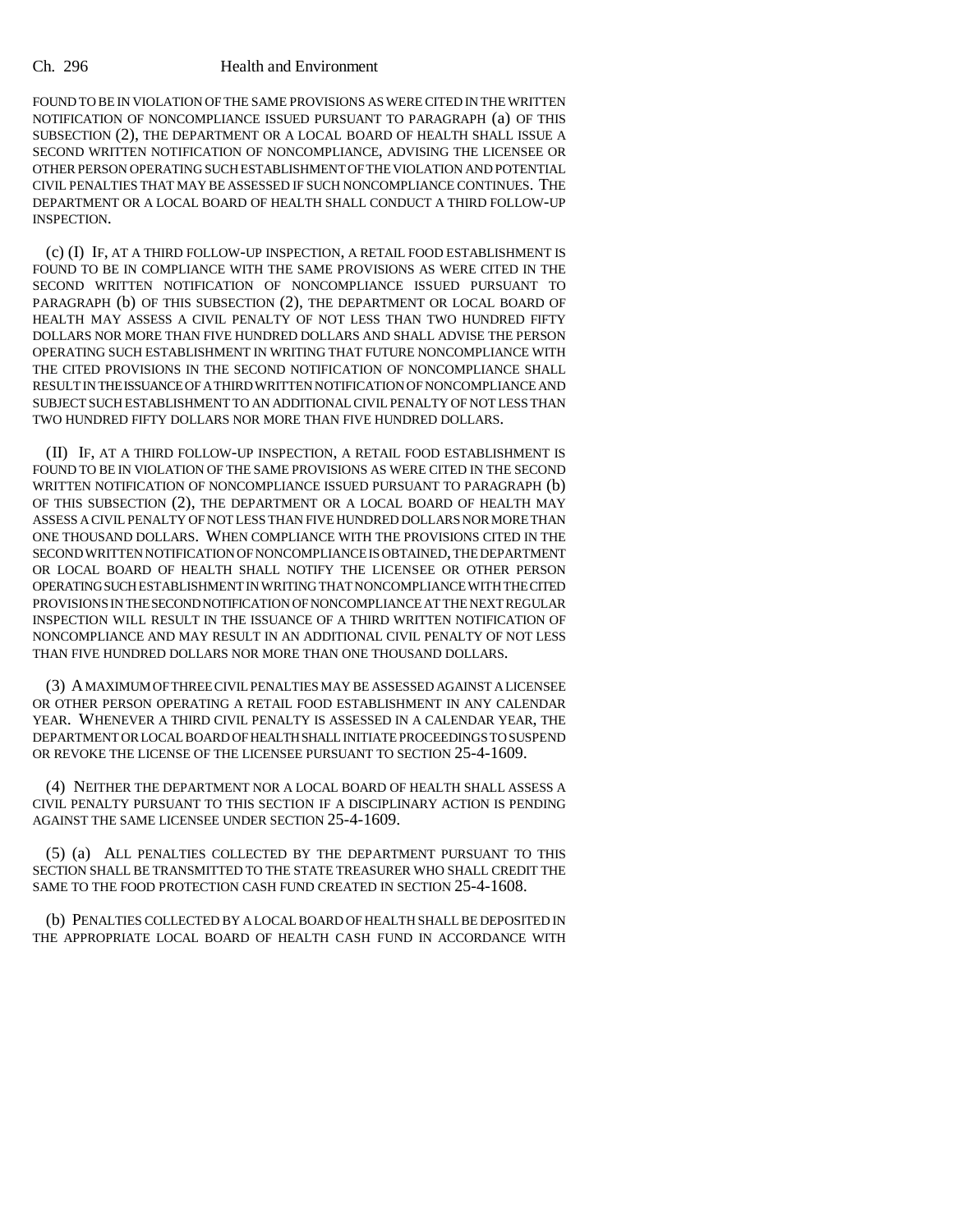FOUND TO BE IN VIOLATION OF THE SAME PROVISIONS AS WERE CITED IN THE WRITTEN NOTIFICATION OF NONCOMPLIANCE ISSUED PURSUANT TO PARAGRAPH (a) OF THIS SUBSECTION (2), THE DEPARTMENT OR A LOCAL BOARD OF HEALTH SHALL ISSUE A SECOND WRITTEN NOTIFICATION OF NONCOMPLIANCE, ADVISING THE LICENSEE OR OTHER PERSON OPERATING SUCH ESTABLISHMENT OF THE VIOLATION AND POTENTIAL CIVIL PENALTIES THAT MAY BE ASSESSED IF SUCH NONCOMPLIANCE CONTINUES. THE DEPARTMENT OR A LOCAL BOARD OF HEALTH SHALL CONDUCT A THIRD FOLLOW-UP INSPECTION.

(c) (I) IF, AT A THIRD FOLLOW-UP INSPECTION, A RETAIL FOOD ESTABLISHMENT IS FOUND TO BE IN COMPLIANCE WITH THE SAME PROVISIONS AS WERE CITED IN THE SECOND WRITTEN NOTIFICATION OF NONCOMPLIANCE ISSUED PURSUANT TO PARAGRAPH (b) OF THIS SUBSECTION (2), THE DEPARTMENT OR LOCAL BOARD OF HEALTH MAY ASSESS A CIVIL PENALTY OF NOT LESS THAN TWO HUNDRED FIFTY DOLLARS NOR MORE THAN FIVE HUNDRED DOLLARS AND SHALL ADVISE THE PERSON OPERATING SUCH ESTABLISHMENT IN WRITING THAT FUTURE NONCOMPLIANCE WITH THE CITED PROVISIONS IN THE SECOND NOTIFICATION OF NONCOMPLIANCE SHALL RESULT IN THE ISSUANCE OF A THIRD WRITTEN NOTIFICATION OF NONCOMPLIANCE AND SUBJECT SUCH ESTABLISHMENT TO AN ADDITIONAL CIVIL PENALTY OF NOT LESS THAN TWO HUNDRED FIFTY DOLLARS NOR MORE THAN FIVE HUNDRED DOLLARS.

(II) IF, AT A THIRD FOLLOW-UP INSPECTION, A RETAIL FOOD ESTABLISHMENT IS FOUND TO BE IN VIOLATION OF THE SAME PROVISIONS AS WERE CITED IN THE SECOND WRITTEN NOTIFICATION OF NONCOMPLIANCE ISSUED PURSUANT TO PARAGRAPH (b) OF THIS SUBSECTION (2), THE DEPARTMENT OR A LOCAL BOARD OF HEALTH MAY ASSESS A CIVIL PENALTY OF NOT LESS THAN FIVE HUNDRED DOLLARS NOR MORE THAN ONE THOUSAND DOLLARS. WHEN COMPLIANCE WITH THE PROVISIONS CITED IN THE SECOND WRITTEN NOTIFICATION OF NONCOMPLIANCE IS OBTAINED, THE DEPARTMENT OR LOCAL BOARD OF HEALTH SHALL NOTIFY THE LICENSEE OR OTHER PERSON OPERATING SUCH ESTABLISHMENT IN WRITING THAT NONCOMPLIANCE WITH THE CITED PROVISIONS IN THE SECOND NOTIFICATION OF NONCOMPLIANCE AT THE NEXT REGULAR INSPECTION WILL RESULT IN THE ISSUANCE OF A THIRD WRITTEN NOTIFICATION OF NONCOMPLIANCE AND MAY RESULT IN AN ADDITIONAL CIVIL PENALTY OF NOT LESS THAN FIVE HUNDRED DOLLARS NOR MORE THAN ONE THOUSAND DOLLARS.

(3) A MAXIMUM OF THREE CIVIL PENALTIES MAY BE ASSESSED AGAINST A LICENSEE OR OTHER PERSON OPERATING A RETAIL FOOD ESTABLISHMENT IN ANY CALENDAR YEAR. WHENEVER A THIRD CIVIL PENALTY IS ASSESSED IN A CALENDAR YEAR, THE DEPARTMENT OR LOCAL BOARD OF HEALTH SHALL INITIATE PROCEEDINGS TO SUSPEND OR REVOKE THE LICENSE OF THE LICENSEE PURSUANT TO SECTION 25-4-1609.

(4) NEITHER THE DEPARTMENT NOR A LOCAL BOARD OF HEALTH SHALL ASSESS A CIVIL PENALTY PURSUANT TO THIS SECTION IF A DISCIPLINARY ACTION IS PENDING AGAINST THE SAME LICENSEE UNDER SECTION 25-4-1609.

(5) (a) ALL PENALTIES COLLECTED BY THE DEPARTMENT PURSUANT TO THIS SECTION SHALL BE TRANSMITTED TO THE STATE TREASURER WHO SHALL CREDIT THE SAME TO THE FOOD PROTECTION CASH FUND CREATED IN SECTION 25-4-1608.

(b) PENALTIES COLLECTED BY A LOCAL BOARD OF HEALTH SHALL BE DEPOSITED IN THE APPROPRIATE LOCAL BOARD OF HEALTH CASH FUND IN ACCORDANCE WITH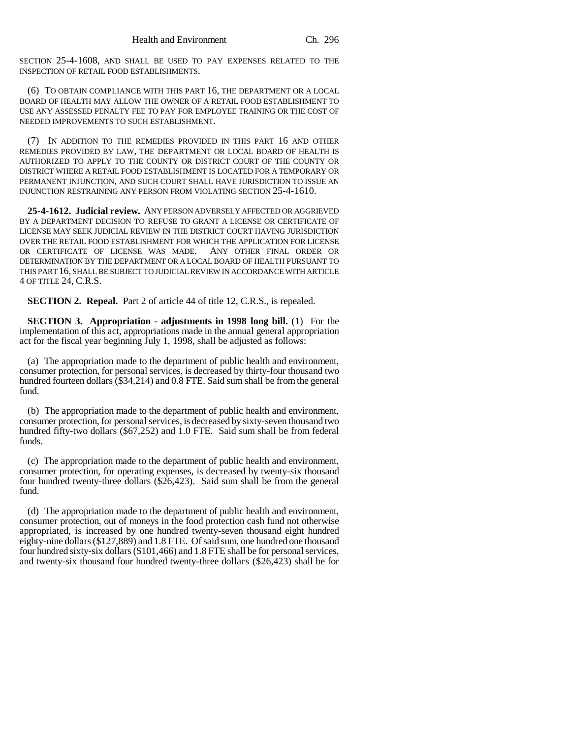SECTION 25-4-1608, AND SHALL BE USED TO PAY EXPENSES RELATED TO THE INSPECTION OF RETAIL FOOD ESTABLISHMENTS.

(6) TO OBTAIN COMPLIANCE WITH THIS PART 16, THE DEPARTMENT OR A LOCAL BOARD OF HEALTH MAY ALLOW THE OWNER OF A RETAIL FOOD ESTABLISHMENT TO USE ANY ASSESSED PENALTY FEE TO PAY FOR EMPLOYEE TRAINING OR THE COST OF NEEDED IMPROVEMENTS TO SUCH ESTABLISHMENT.

(7) IN ADDITION TO THE REMEDIES PROVIDED IN THIS PART 16 AND OTHER REMEDIES PROVIDED BY LAW, THE DEPARTMENT OR LOCAL BOARD OF HEALTH IS AUTHORIZED TO APPLY TO THE COUNTY OR DISTRICT COURT OF THE COUNTY OR DISTRICT WHERE A RETAIL FOOD ESTABLISHMENT IS LOCATED FOR A TEMPORARY OR PERMANENT INJUNCTION, AND SUCH COURT SHALL HAVE JURISDICTION TO ISSUE AN INJUNCTION RESTRAINING ANY PERSON FROM VIOLATING SECTION 25-4-1610.

**25-4-1612. Judicial review.** ANY PERSON ADVERSELY AFFECTED OR AGGRIEVED BY A DEPARTMENT DECISION TO REFUSE TO GRANT A LICENSE OR CERTIFICATE OF LICENSE MAY SEEK JUDICIAL REVIEW IN THE DISTRICT COURT HAVING JURISDICTION OVER THE RETAIL FOOD ESTABLISHMENT FOR WHICH THE APPLICATION FOR LICENSE OR CERTIFICATE OF LICENSE WAS MADE. ANY OTHER FINAL ORDER OR DETERMINATION BY THE DEPARTMENT OR A LOCAL BOARD OF HEALTH PURSUANT TO THIS PART 16, SHALL BE SUBJECT TO JUDICIAL REVIEW IN ACCORDANCE WITH ARTICLE 4 OF TITLE 24, C.R.S.

**SECTION 2. Repeal.** Part 2 of article 44 of title 12, C.R.S., is repealed.

**SECTION 3. Appropriation - adjustments in 1998 long bill.** (1) For the implementation of this act, appropriations made in the annual general appropriation act for the fiscal year beginning July 1, 1998, shall be adjusted as follows:

(a) The appropriation made to the department of public health and environment, consumer protection, for personal services, is decreased by thirty-four thousand two hundred fourteen dollars ($34,214) and 0.8 FTE. Said sum shall be from the general fund.

(b) The appropriation made to the department of public health and environment, consumer protection, for personal services, is decreased by sixty-seven thousand two hundred fifty-two dollars ($67,252) and 1.0 FTE. Said sum shall be from federal funds.

(c) The appropriation made to the department of public health and environment, consumer protection, for operating expenses, is decreased by twenty-six thousand four hundred twenty-three dollars ($26,423). Said sum shall be from the general fund.

(d) The appropriation made to the department of public health and environment, consumer protection, out of moneys in the food protection cash fund not otherwise appropriated, is increased by one hundred twenty-seven thousand eight hundred eighty-nine dollars ($127,889) and 1.8 FTE. Of said sum, one hundred one thousand four hundred sixty-six dollars ($101,466) and 1.8 FTE shall be for personal services, and twenty-six thousand four hundred twenty-three dollars ($26,423) shall be for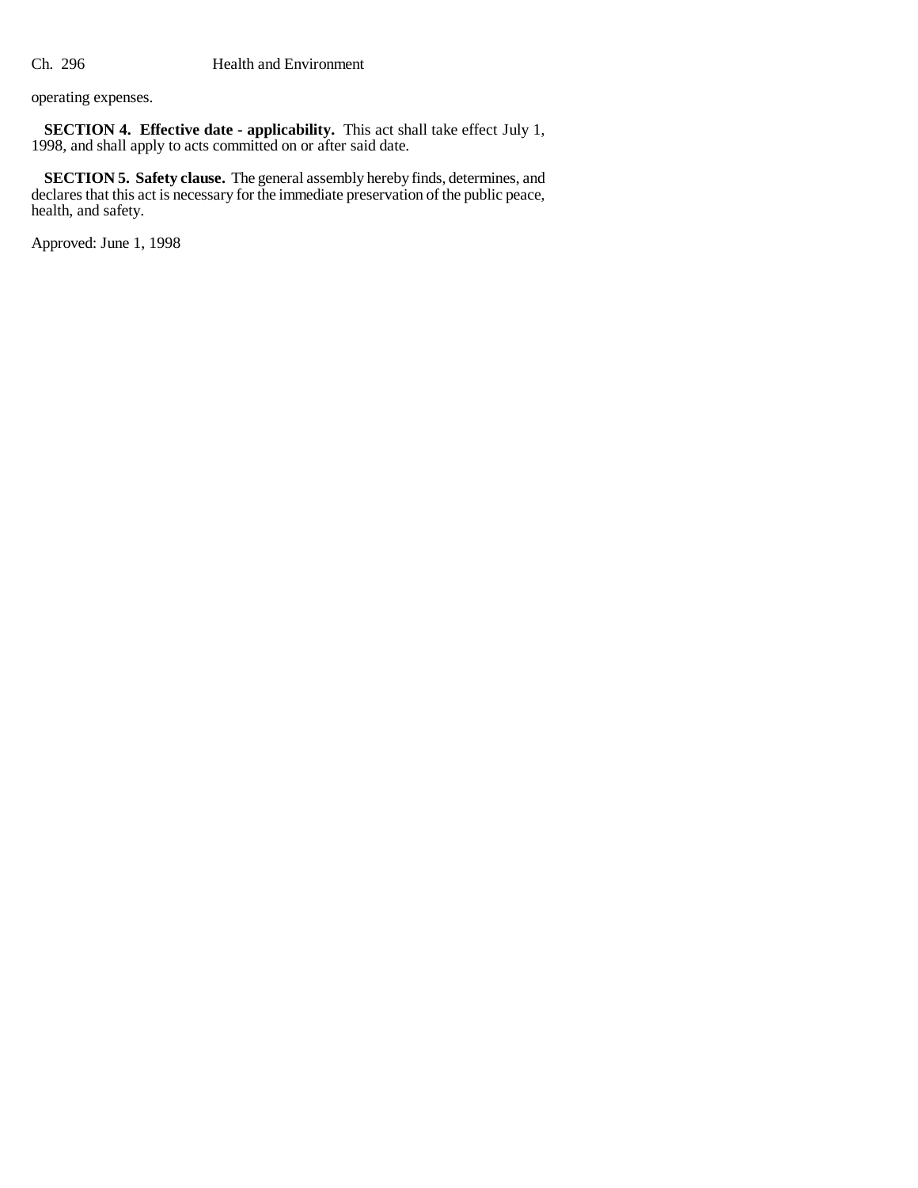operating expenses.

**SECTION 4. Effective date - applicability.** This act shall take effect July 1, 1998, and shall apply to acts committed on or after said date.

**SECTION 5. Safety clause.** The general assembly hereby finds, determines, and declares that this act is necessary for the immediate preservation of the public peace, health, and safety.

Approved: June 1, 1998